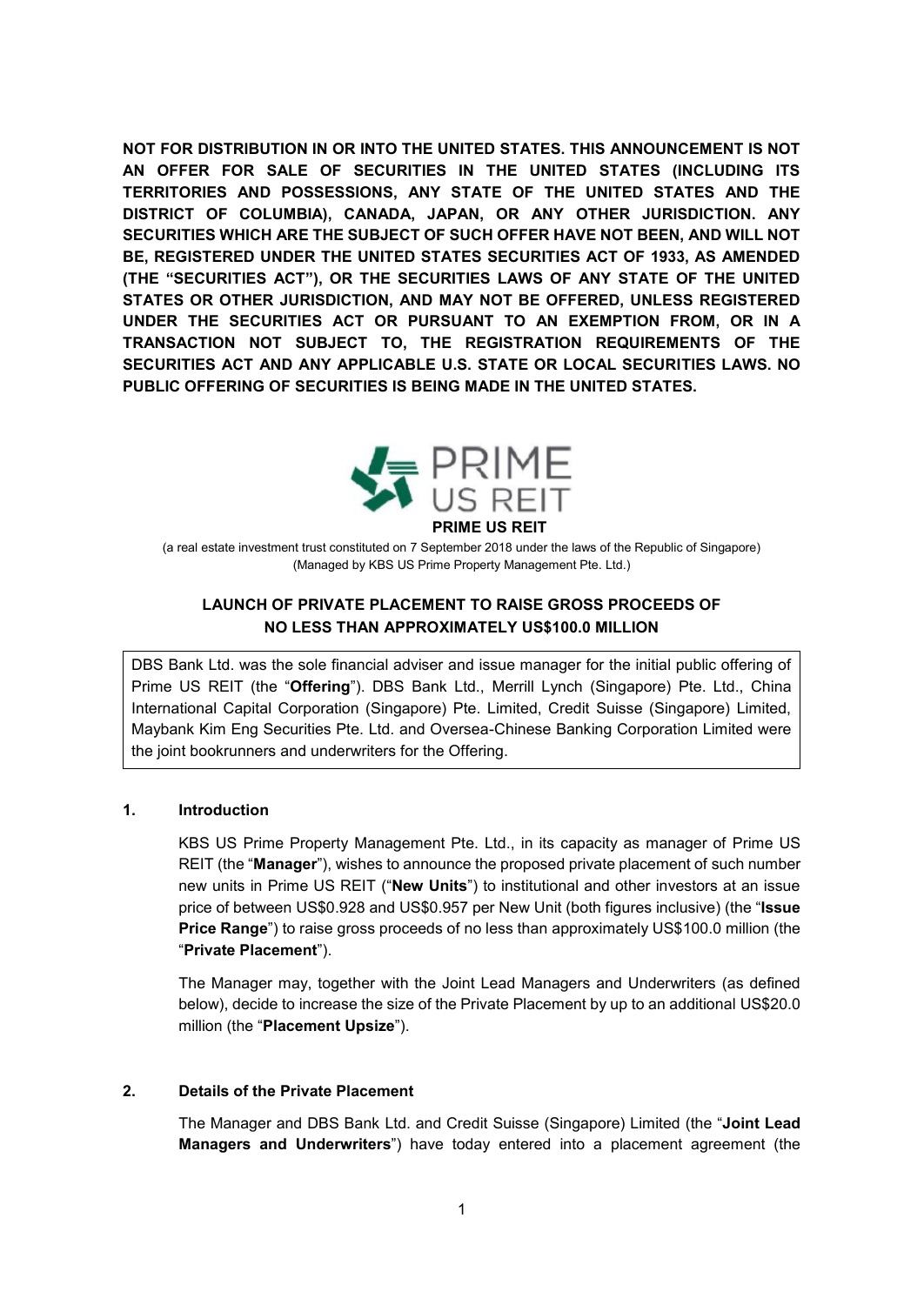**NOT FOR DISTRIBUTION IN OR INTO THE UNITED STATES. THIS ANNOUNCEMENT IS NOT AN OFFER FOR SALE OF SECURITIES IN THE UNITED STATES (INCLUDING ITS TERRITORIES AND POSSESSIONS, ANY STATE OF THE UNITED STATES AND THE DISTRICT OF COLUMBIA), CANADA, JAPAN, OR ANY OTHER JURISDICTION. ANY SECURITIES WHICH ARE THE SUBJECT OF SUCH OFFER HAVE NOT BEEN, AND WILL NOT BE, REGISTERED UNDER THE UNITED STATES SECURITIES ACT OF 1933, AS AMENDED (THE "SECURITIES ACT"), OR THE SECURITIES LAWS OF ANY STATE OF THE UNITED STATES OR OTHER JURISDICTION, AND MAY NOT BE OFFERED, UNLESS REGISTERED UNDER THE SECURITIES ACT OR PURSUANT TO AN EXEMPTION FROM, OR IN A TRANSACTION NOT SUBJECT TO, THE REGISTRATION REQUIREMENTS OF THE SECURITIES ACT AND ANY APPLICABLE U.S. STATE OR LOCAL SECURITIES LAWS. NO PUBLIC OFFERING OF SECURITIES IS BEING MADE IN THE UNITED STATES.**

PRIME US REIT

**PRIME US REIT**

(a real estate investment trust constituted on 7 September 2018 under the laws of the Republic of Singapore)
(Managed by KBS US Prime Property Management Pte. Ltd.)

## LAUNCH OF PRIVATE PLACEMENT TO RAISE GROSS PROCEEDS OF NO LESS THAN APPROXIMATELY US$100.0 MILLION

DBS Bank Ltd. was the sole financial adviser and issue manager for the initial public offering of Prime US REIT (the "**Offering**"). DBS Bank Ltd., Merrill Lynch (Singapore) Pte. Ltd., China International Capital Corporation (Singapore) Pte. Limited, Credit Suisse (Singapore) Limited, Maybank Kim Eng Securities Pte. Ltd. and Oversea-Chinese Banking Corporation Limited were the joint bookrunners and underwriters for the Offering.

### 1. Introduction

KBS US Prime Property Management Pte. Ltd., in its capacity as manager of Prime US REIT (the "**Manager**"), wishes to announce the proposed private placement of such number new units in Prime US REIT ("**New Units**") to institutional and other investors at an issue price of between US$0.928 and US$0.957 per New Unit (both figures inclusive) (the "**Issue Price Range**") to raise gross proceeds of no less than approximately US$100.0 million (the "**Private Placement**").

The Manager may, together with the Joint Lead Managers and Underwriters (as defined below), decide to increase the size of the Private Placement by up to an additional US$20.0 million (the "**Placement Upsize**").

### 2. Details of the Private Placement

The Manager and DBS Bank Ltd. and Credit Suisse (Singapore) Limited (the "**Joint Lead Managers and Underwriters**") have today entered into a placement agreement (the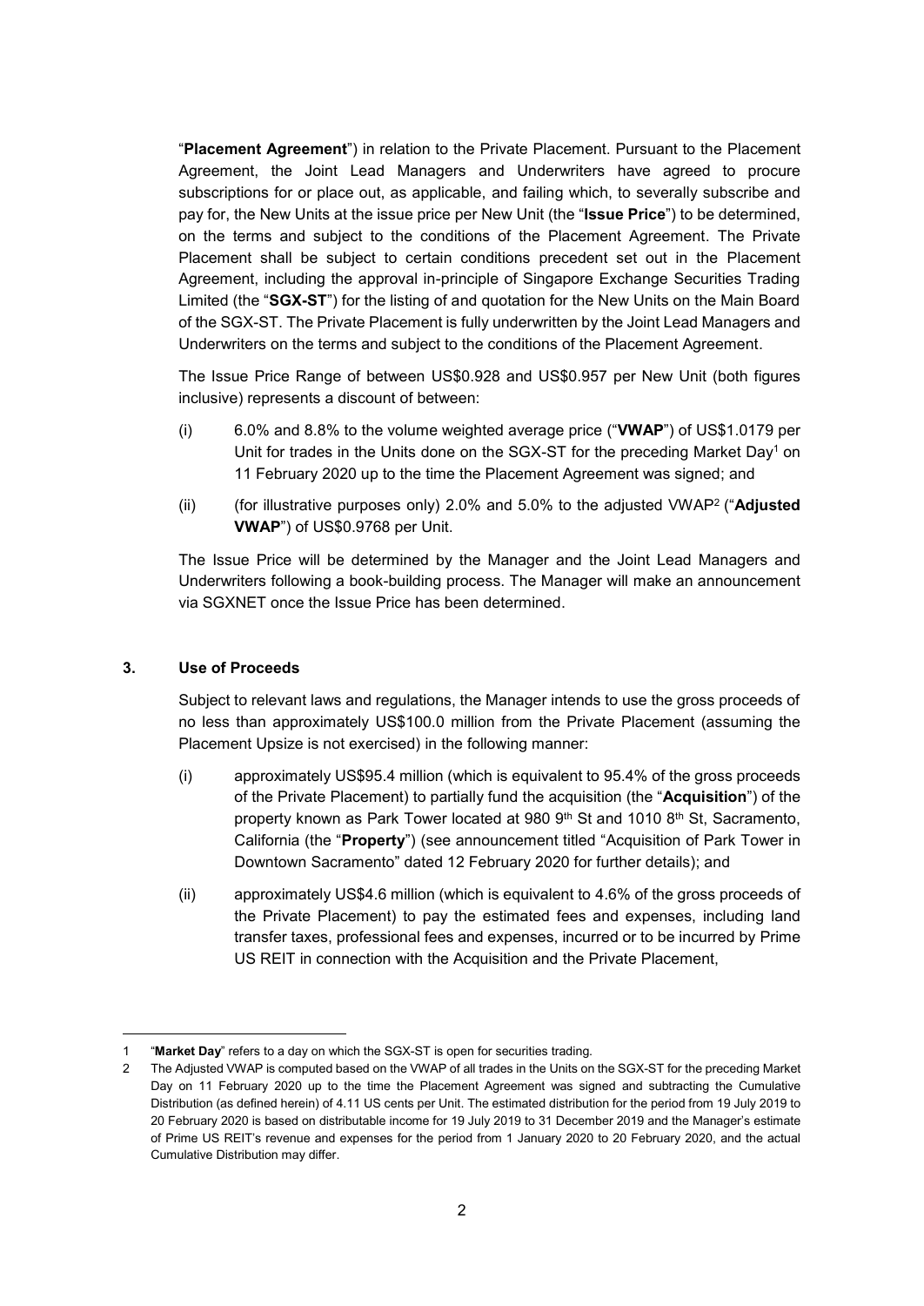"**Placement Agreement**") in relation to the Private Placement. Pursuant to the Placement Agreement, the Joint Lead Managers and Underwriters have agreed to procure subscriptions for or place out, as applicable, and failing which, to severally subscribe and pay for, the New Units at the issue price per New Unit (the "**Issue Price**") to be determined, on the terms and subject to the conditions of the Placement Agreement. The Private Placement shall be subject to certain conditions precedent set out in the Placement Agreement, including the approval in-principle of Singapore Exchange Securities Trading Limited (the "**SGX-ST**") for the listing of and quotation for the New Units on the Main Board of the SGX-ST. The Private Placement is fully underwritten by the Joint Lead Managers and Underwriters on the terms and subject to the conditions of the Placement Agreement.

The Issue Price Range of between US$0.928 and US$0.957 per New Unit (both figures inclusive) represents a discount of between:

(i) 6.0% and 8.8% to the volume weighted average price ("**VWAP**") of US$1.0179 per Unit for trades in the Units done on the SGX-ST for the preceding Market Day[1] on 11 February 2020 up to the time the Placement Agreement was signed; and

(ii) (for illustrative purposes only) 2.0% and 5.0% to the adjusted VWAP[2] ("**Adjusted VWAP**") of US$0.9768 per Unit.

The Issue Price will be determined by the Manager and the Joint Lead Managers and Underwriters following a book-building process. The Manager will make an announcement via SGXNET once the Issue Price has been determined.

## 3. Use of Proceeds

Subject to relevant laws and regulations, the Manager intends to use the gross proceeds of no less than approximately US$100.0 million from the Private Placement (assuming the Placement Upsize is not exercised) in the following manner:

(i) approximately US$95.4 million (which is equivalent to 95.4% of the gross proceeds of the Private Placement) to partially fund the acquisition (the "**Acquisition**") of the property known as Park Tower located at 980 9th St and 1010 8th St, Sacramento, California (the "**Property**") (see announcement titled "Acquisition of Park Tower in Downtown Sacramento" dated 12 February 2020 for further details); and

(ii) approximately US$4.6 million (which is equivalent to 4.6% of the gross proceeds of the Private Placement) to pay the estimated fees and expenses, including land transfer taxes, professional fees and expenses, incurred or to be incurred by Prime US REIT in connection with the Acquisition and the Private Placement,

---

1 "**Market Day**" refers to a day on which the SGX-ST is open for securities trading.

2 The Adjusted VWAP is computed based on the VWAP of all trades in the Units on the SGX-ST for the preceding Market Day on 11 February 2020 up to the time the Placement Agreement was signed and subtracting the Cumulative Distribution (as defined herein) of 4.11 US cents per Unit. The estimated distribution for the period from 19 July 2019 to 20 February 2020 is based on distributable income for 19 July 2019 to 31 December 2019 and the Manager's estimate of Prime US REIT's revenue and expenses for the period from 1 January 2020 to 20 February 2020, and the actual Cumulative Distribution may differ.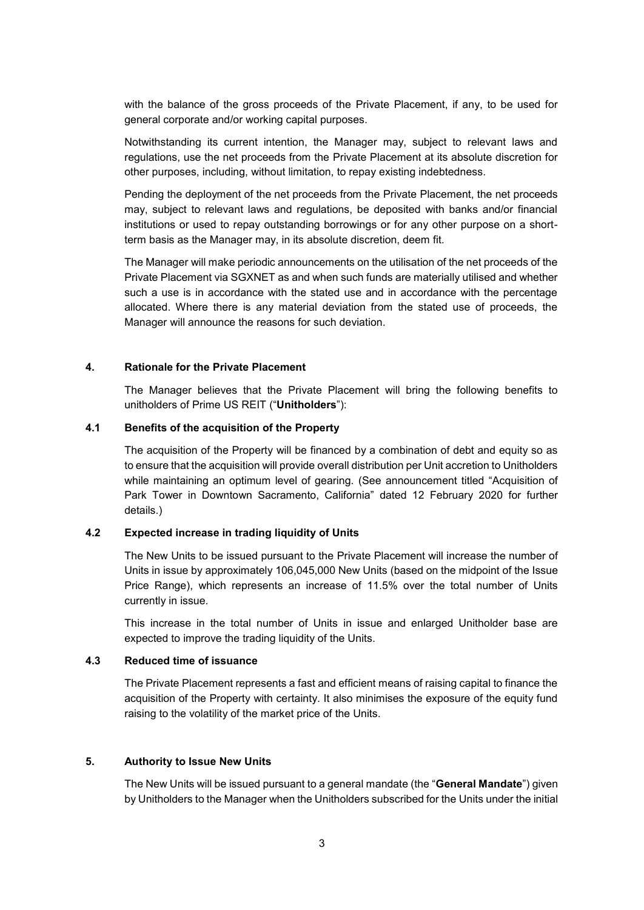with the balance of the gross proceeds of the Private Placement, if any, to be used for general corporate and/or working capital purposes.

Notwithstanding its current intention, the Manager may, subject to relevant laws and regulations, use the net proceeds from the Private Placement at its absolute discretion for other purposes, including, without limitation, to repay existing indebtedness.

Pending the deployment of the net proceeds from the Private Placement, the net proceeds may, subject to relevant laws and regulations, be deposited with banks and/or financial institutions or used to repay outstanding borrowings or for any other purpose on a short-term basis as the Manager may, in its absolute discretion, deem fit.

The Manager will make periodic announcements on the utilisation of the net proceeds of the Private Placement via SGXNET as and when such funds are materially utilised and whether such a use is in accordance with the stated use and in accordance with the percentage allocated. Where there is any material deviation from the stated use of proceeds, the Manager will announce the reasons for such deviation.

## 4. Rationale for the Private Placement

The Manager believes that the Private Placement will bring the following benefits to unitholders of Prime US REIT ("**Unitholders**"):

### 4.1 Benefits of the acquisition of the Property

The acquisition of the Property will be financed by a combination of debt and equity so as to ensure that the acquisition will provide overall distribution per Unit accretion to Unitholders while maintaining an optimum level of gearing. (See announcement titled "Acquisition of Park Tower in Downtown Sacramento, California" dated 12 February 2020 for further details.)

### 4.2 Expected increase in trading liquidity of Units

The New Units to be issued pursuant to the Private Placement will increase the number of Units in issue by approximately 106,045,000 New Units (based on the midpoint of the Issue Price Range), which represents an increase of 11.5% over the total number of Units currently in issue.

This increase in the total number of Units in issue and enlarged Unitholder base are expected to improve the trading liquidity of the Units.

### 4.3 Reduced time of issuance

The Private Placement represents a fast and efficient means of raising capital to finance the acquisition of the Property with certainty. It also minimises the exposure of the equity fund raising to the volatility of the market price of the Units.

## 5. Authority to Issue New Units

The New Units will be issued pursuant to a general mandate (the "**General Mandate**") given by Unitholders to the Manager when the Unitholders subscribed for the Units under the initial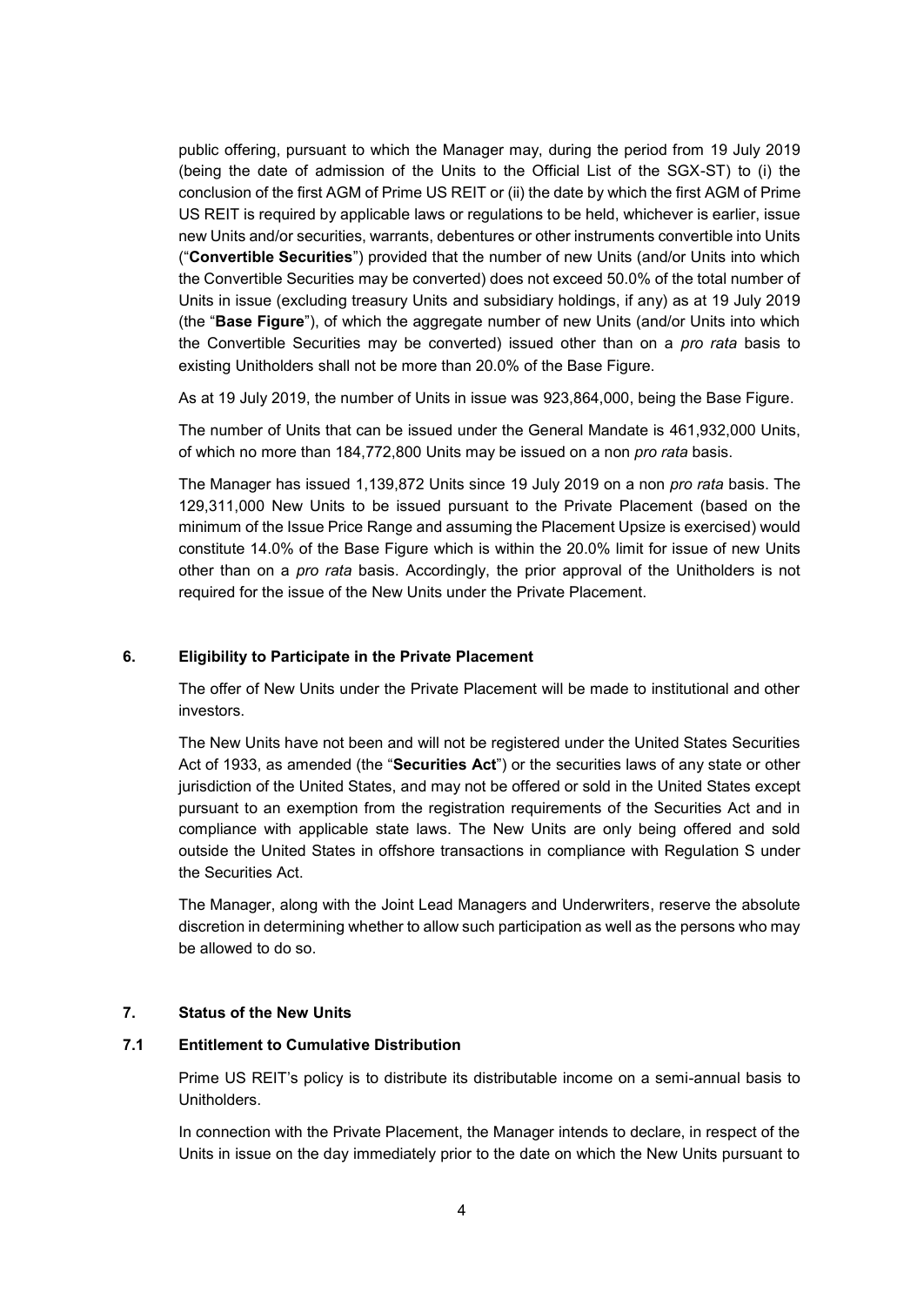public offering, pursuant to which the Manager may, during the period from 19 July 2019 (being the date of admission of the Units to the Official List of the SGX-ST) to (i) the conclusion of the first AGM of Prime US REIT or (ii) the date by which the first AGM of Prime US REIT is required by applicable laws or regulations to be held, whichever is earlier, issue new Units and/or securities, warrants, debentures or other instruments convertible into Units ("**Convertible Securities**") provided that the number of new Units (and/or Units into which the Convertible Securities may be converted) does not exceed 50.0% of the total number of Units in issue (excluding treasury Units and subsidiary holdings, if any) as at 19 July 2019 (the "**Base Figure**"), of which the aggregate number of new Units (and/or Units into which the Convertible Securities may be converted) issued other than on a *pro rata* basis to existing Unitholders shall not be more than 20.0% of the Base Figure.

As at 19 July 2019, the number of Units in issue was 923,864,000, being the Base Figure.

The number of Units that can be issued under the General Mandate is 461,932,000 Units, of which no more than 184,772,800 Units may be issued on a non *pro rata* basis.

The Manager has issued 1,139,872 Units since 19 July 2019 on a non *pro rata* basis. The 129,311,000 New Units to be issued pursuant to the Private Placement (based on the minimum of the Issue Price Range and assuming the Placement Upsize is exercised) would constitute 14.0% of the Base Figure which is within the 20.0% limit for issue of new Units other than on a *pro rata* basis. Accordingly, the prior approval of the Unitholders is not required for the issue of the New Units under the Private Placement.

## 6. Eligibility to Participate in the Private Placement

The offer of New Units under the Private Placement will be made to institutional and other investors.

The New Units have not been and will not be registered under the United States Securities Act of 1933, as amended (the "**Securities Act**") or the securities laws of any state or other jurisdiction of the United States, and may not be offered or sold in the United States except pursuant to an exemption from the registration requirements of the Securities Act and in compliance with applicable state laws. The New Units are only being offered and sold outside the United States in offshore transactions in compliance with Regulation S under the Securities Act.

The Manager, along with the Joint Lead Managers and Underwriters, reserve the absolute discretion in determining whether to allow such participation as well as the persons who may be allowed to do so.

## 7. Status of the New Units

### 7.1 Entitlement to Cumulative Distribution

Prime US REIT's policy is to distribute its distributable income on a semi-annual basis to Unitholders.

In connection with the Private Placement, the Manager intends to declare, in respect of the Units in issue on the day immediately prior to the date on which the New Units pursuant to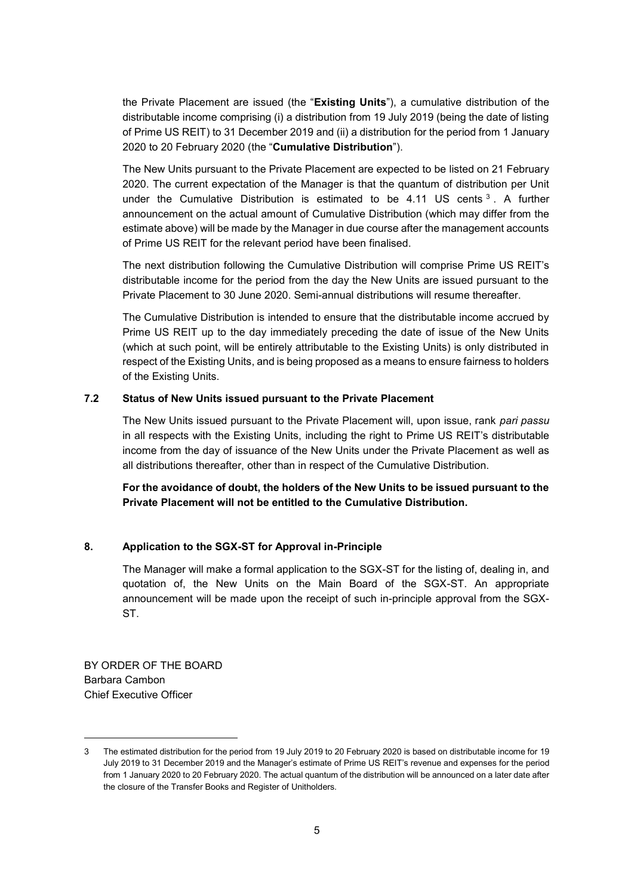the Private Placement are issued (the "**Existing Units**"), a cumulative distribution of the distributable income comprising (i) a distribution from 19 July 2019 (being the date of listing of Prime US REIT) to 31 December 2019 and (ii) a distribution for the period from 1 January 2020 to 20 February 2020 (the "**Cumulative Distribution**").

The New Units pursuant to the Private Placement are expected to be listed on 21 February 2020. The current expectation of the Manager is that the quantum of distribution per Unit under the Cumulative Distribution is estimated to be 4.11 US cents[3]. A further announcement on the actual amount of Cumulative Distribution (which may differ from the estimate above) will be made by the Manager in due course after the management accounts of Prime US REIT for the relevant period have been finalised.

The next distribution following the Cumulative Distribution will comprise Prime US REIT's distributable income for the period from the day the New Units are issued pursuant to the Private Placement to 30 June 2020. Semi-annual distributions will resume thereafter.

The Cumulative Distribution is intended to ensure that the distributable income accrued by Prime US REIT up to the day immediately preceding the date of issue of the New Units (which at such point, will be entirely attributable to the Existing Units) is only distributed in respect of the Existing Units, and is being proposed as a means to ensure fairness to holders of the Existing Units.

### 7.2 Status of New Units issued pursuant to the Private Placement

The New Units issued pursuant to the Private Placement will, upon issue, rank *pari passu* in all respects with the Existing Units, including the right to Prime US REIT's distributable income from the day of issuance of the New Units under the Private Placement as well as all distributions thereafter, other than in respect of the Cumulative Distribution.

**For the avoidance of doubt, the holders of the New Units to be issued pursuant to the Private Placement will not be entitled to the Cumulative Distribution.**

## 8. Application to the SGX-ST for Approval in-Principle

The Manager will make a formal application to the SGX-ST for the listing of, dealing in, and quotation of, the New Units on the Main Board of the SGX-ST. An appropriate announcement will be made upon the receipt of such in-principle approval from the SGX-ST.

BY ORDER OF THE BOARD
Barbara Cambon
Chief Executive Officer

---

3 The estimated distribution for the period from 19 July 2019 to 20 February 2020 is based on distributable income for 19 July 2019 to 31 December 2019 and the Manager's estimate of Prime US REIT's revenue and expenses for the period from 1 January 2020 to 20 February 2020. The actual quantum of the distribution will be announced on a later date after the closure of the Transfer Books and Register of Unitholders.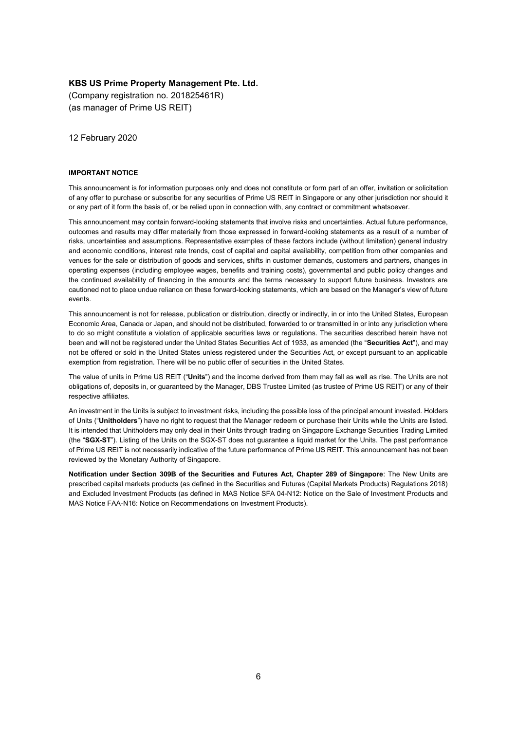**KBS US Prime Property Management Pte. Ltd.**

(Company registration no. 201825461R)

(as manager of Prime US REIT)

12 February 2020

**IMPORTANT NOTICE**

This announcement is for information purposes only and does not constitute or form part of an offer, invitation or solicitation of any offer to purchase or subscribe for any securities of Prime US REIT in Singapore or any other jurisdiction nor should it or any part of it form the basis of, or be relied upon in connection with, any contract or commitment whatsoever.

This announcement may contain forward-looking statements that involve risks and uncertainties. Actual future performance, outcomes and results may differ materially from those expressed in forward-looking statements as a result of a number of risks, uncertainties and assumptions. Representative examples of these factors include (without limitation) general industry and economic conditions, interest rate trends, cost of capital and capital availability, competition from other companies and venues for the sale or distribution of goods and services, shifts in customer demands, customers and partners, changes in operating expenses (including employee wages, benefits and training costs), governmental and public policy changes and the continued availability of financing in the amounts and the terms necessary to support future business. Investors are cautioned not to place undue reliance on these forward-looking statements, which are based on the Manager's view of future events.

This announcement is not for release, publication or distribution, directly or indirectly, in or into the United States, European Economic Area, Canada or Japan, and should not be distributed, forwarded to or transmitted in or into any jurisdiction where to do so might constitute a violation of applicable securities laws or regulations. The securities described herein have not been and will not be registered under the United States Securities Act of 1933, as amended (the "**Securities Act**"), and may not be offered or sold in the United States unless registered under the Securities Act, or except pursuant to an applicable exemption from registration. There will be no public offer of securities in the United States.

The value of units in Prime US REIT ("**Units**") and the income derived from them may fall as well as rise. The Units are not obligations of, deposits in, or guaranteed by the Manager, DBS Trustee Limited (as trustee of Prime US REIT) or any of their respective affiliates.

An investment in the Units is subject to investment risks, including the possible loss of the principal amount invested. Holders of Units ("**Unitholders**") have no right to request that the Manager redeem or purchase their Units while the Units are listed. It is intended that Unitholders may only deal in their Units through trading on Singapore Exchange Securities Trading Limited (the "**SGX-ST**"). Listing of the Units on the SGX-ST does not guarantee a liquid market for the Units. The past performance of Prime US REIT is not necessarily indicative of the future performance of Prime US REIT. This announcement has not been reviewed by the Monetary Authority of Singapore.

**Notification under Section 309B of the Securities and Futures Act, Chapter 289 of Singapore**: The New Units are prescribed capital markets products (as defined in the Securities and Futures (Capital Markets Products) Regulations 2018) and Excluded Investment Products (as defined in MAS Notice SFA 04-N12: Notice on the Sale of Investment Products and MAS Notice FAA-N16: Notice on Recommendations on Investment Products).